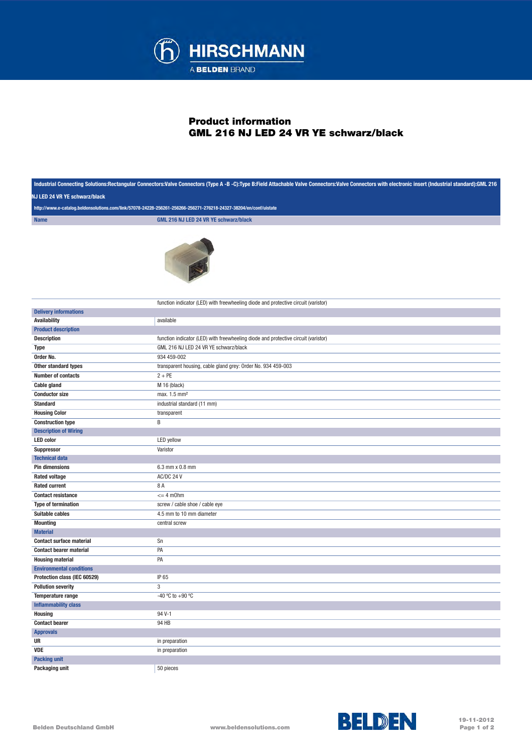# Product information
## GML 216 NJ LED 24 VR YE schwarz/black

**Industrial Connecting Solutions:Rectangular Connectors:Valve Connectors (Type A -B -C):Type B:Field Attachable Valve Connectors:Valve Connectors with electronic insert (Industrial standard):GML 216 NJ LED 24 VR YE schwarz/black**

http://www.e-catalog.beldensolutions.com/link/57078-24228-256261-256266-256271-276218-24327-38204/en/conf/uistate

| Name | GML 216 NJ LED 24 VR YE schwarz/black |
|---|---|
| | function indicator (LED) with freewheeling diode and protective circuit (varistor) |
| **Delivery informations** | |
| Availability | available |
| **Product description** | |
| Description | function indicator (LED) with freewheeling diode and protective circuit (varistor) |
| Type | GML 216 NJ LED 24 VR YE schwarz/black |
| Order No. | 934 459-002 |
| Other standard types | transparent housing, cable gland grey: Order No. 934 459-003 |
| Number of contacts | 2 + PE |
| Cable gland | M 16 (black) |
| Conductor size | max. 1.5 mm² |
| Standard | industrial standard (11 mm) |
| Housing Color | transparent |
| Construction type | B |
| **Description of Wiring** | |
| LED color | LED yellow |
| Suppressor | Varistor |
| **Technical data** | |
| Pin dimensions | 6.3 mm x 0.8 mm |
| Rated voltage | AC/DC 24 V |
| Rated current | 8 A |
| Contact resistance | <= 4 mOhm |
| Type of termination | screw / cable shoe / cable eye |
| Suitable cables | 4.5 mm to 10 mm diameter |
| Mounting | central screw |
| **Material** | |
| Contact surface material | Sn |
| Contact bearer material | PA |
| Housing material | PA |
| **Environmental conditions** | |
| Protection class (IEC 60529) | IP 65 |
| Pollution severity | 3 |
| Temperature range | -40 °C to +90 °C |
| **Inflammability class** | |
| Housing | 94 V-1 |
| Contact bearer | 94 HB |
| **Approvals** | |
| UR | in preparation |
| VDE | in preparation |
| **Packing unit** | |
| Packaging unit | 50 pieces |

Belden Deutschland GmbH www.beldensolutions.com 19-11-2012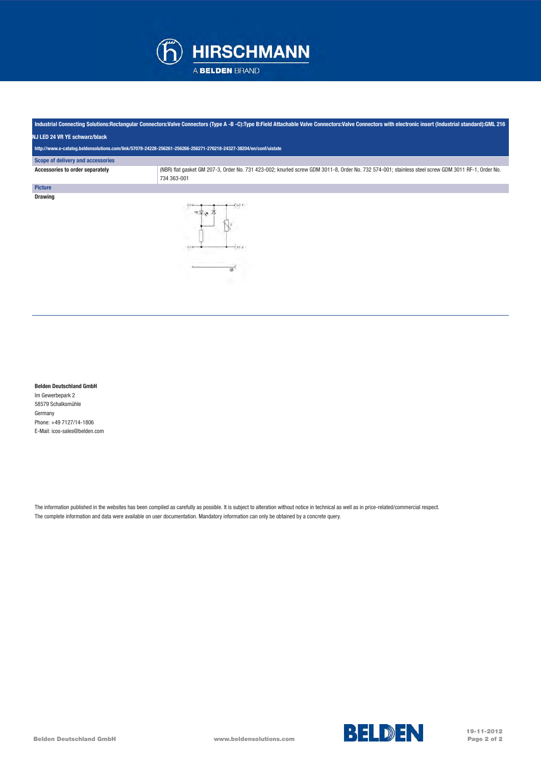**Industrial Connecting Solutions:Rectangular Connectors:Valve Connectors (Type A -B -C):Type B:Field Attachable Valve Connectors:Valve Connectors with electronic insert (Industrial standard):GML 216 NJ LED 24 VR YE schwarz/black**

http://www.e-catalog.beldensolutions.com/link/57078-24228-256261-256266-256271-276218-24327-38204/en/conf/uistate

| | |
|---|---|
| **Scope of delivery and accessories** | |
| **Accessories to order separately** | (NBR) flat gasket GM 207-3, Order No. 731 423-002; knurled screw GDM 3011-8, Order No. 732 574-001; stainless steel screw GDM 3011 RF-1, Order No. 734 363-001 |
| **Picture** | |
| **Drawing** | |

**Belden Deutschland GmbH**
Im Gewerbepark 2
58579 Schalksmühle
Germany
Phone: +49 7127/14-1806
E-Mail: icos-sales@belden.com

The information published in the websites has been compiled as carefully as possible. It is subject to alteration without notice in technical as well as in price-related/commercial respect.
The complete information and data were available on user documentation. Mandatory information can only be obtained by a concrete query.